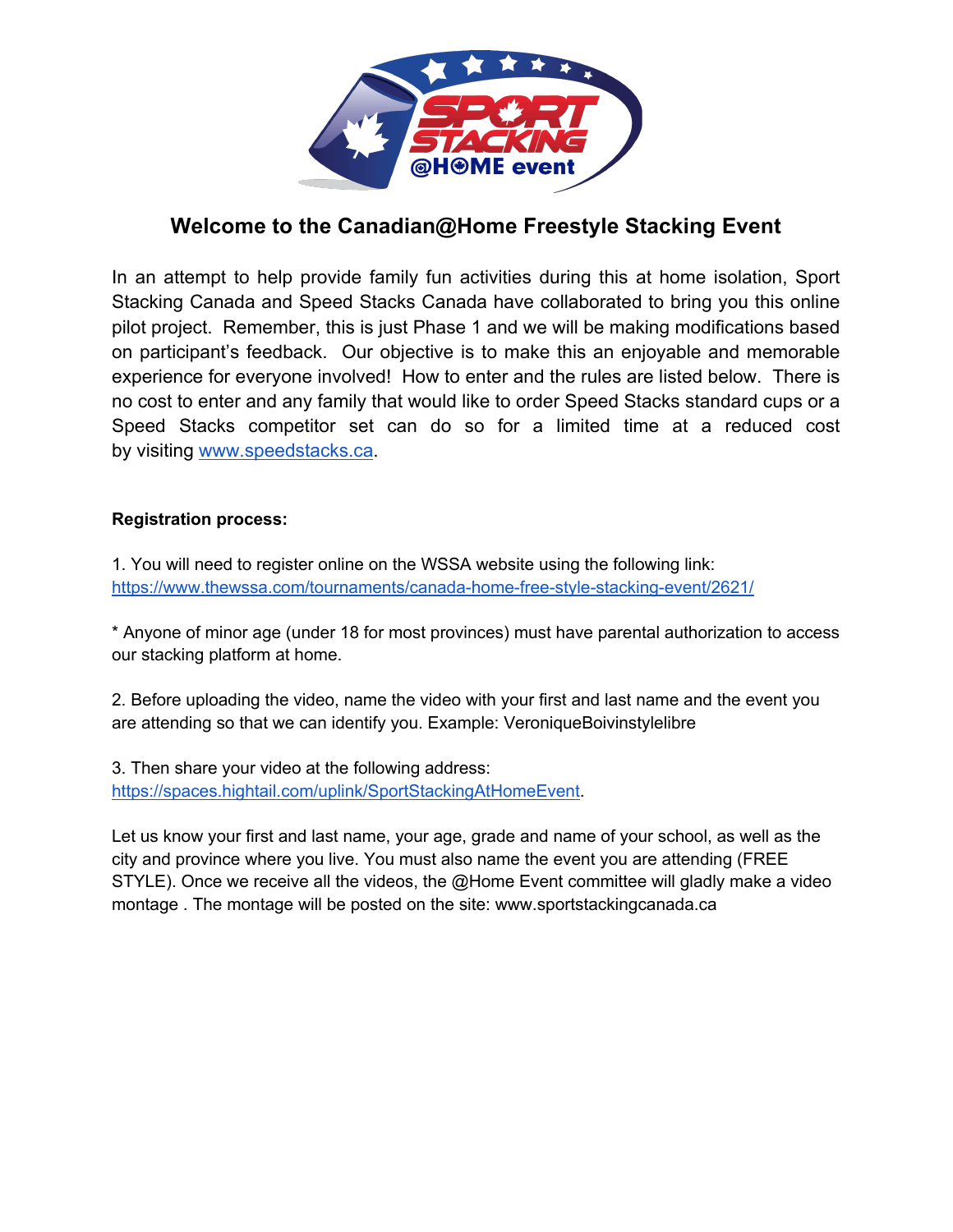# Welcome to the Canadian@Home Freestyle Stacking Event

In an attempt to help provide family fun activities during this at home isolation, Sport Stacking Canada and Speed Stacks Canada have collaborated to bring you this online pilot project. Remember, this is just Phase 1 and we will be making modifications based on participant's feedback. Our objective is to make this an enjoyable and memorable experience for everyone involved! How to enter and the rules are listed below. There is no cost to enter and any family that would like to order Speed Stacks standard cups or a Speed Stacks competitor set can do so for a limited time at a reduced cost by visiting [www.speedstacks.ca](www.speedstacks.ca).

**Registration process:**

1. You will need to register online on the WSSA website using the following link: [https://www.thewssa.com/tournaments/canada-home-free-style-stacking-event/2621/](https://www.thewssa.com/tournaments/canada-home-free-style-stacking-event/2621/)

* Anyone of minor age (under 18 for most provinces) must have parental authorization to access our stacking platform at home.

2. Before uploading the video, name the video with your first and last name and the event you are attending so that we can identify you. Example: VeroniqueBoivinstylelibre

3. Then share your video at the following address: [https://spaces.hightail.com/uplink/SportStackingAtHomeEvent](https://spaces.hightail.com/uplink/SportStackingAtHomeEvent).

Let us know your first and last name, your age, grade and name of your school, as well as the city and province where you live. You must also name the event you are attending (FREE STYLE). Once we receive all the videos, the @Home Event committee will gladly make a video montage . The montage will be posted on the site: www.sportstackingcanada.ca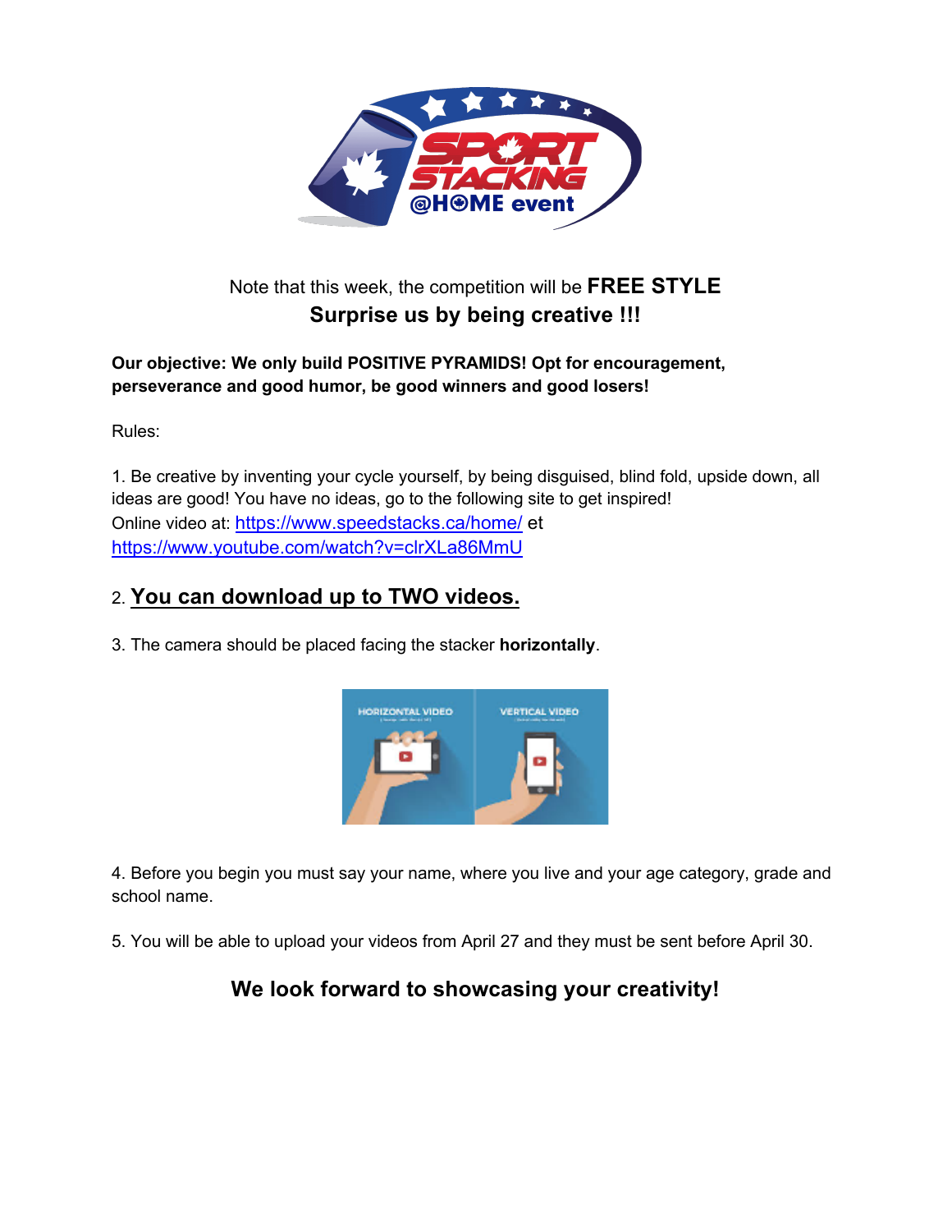Note that this week, the competition will be **FREE STYLE**

**Surprise us by being creative !!!**

**Our objective: We only build POSITIVE PYRAMIDS! Opt for encouragement, perseverance and good humor, be good winners and good losers!**

Rules:

1. Be creative by inventing your cycle yourself, by being disguised, blind fold, upside down, all ideas are good! You have no ideas, go to the following site to get inspired!
Online video at: [https://www.speedstacks.ca/home/](https://www.speedstacks.ca/home/) et [https://www.youtube.com/watch?v=clrXLa86MmU](https://www.youtube.com/watch?v=clrXLa86MmU)

2. **You can download up to TWO videos.**

3. The camera should be placed facing the stacker **horizontally**.

4. Before you begin you must say your name, where you live and your age category, grade and school name.

5. You will be able to upload your videos from April 27 and they must be sent before April 30.

**We look forward to showcasing your creativity!**